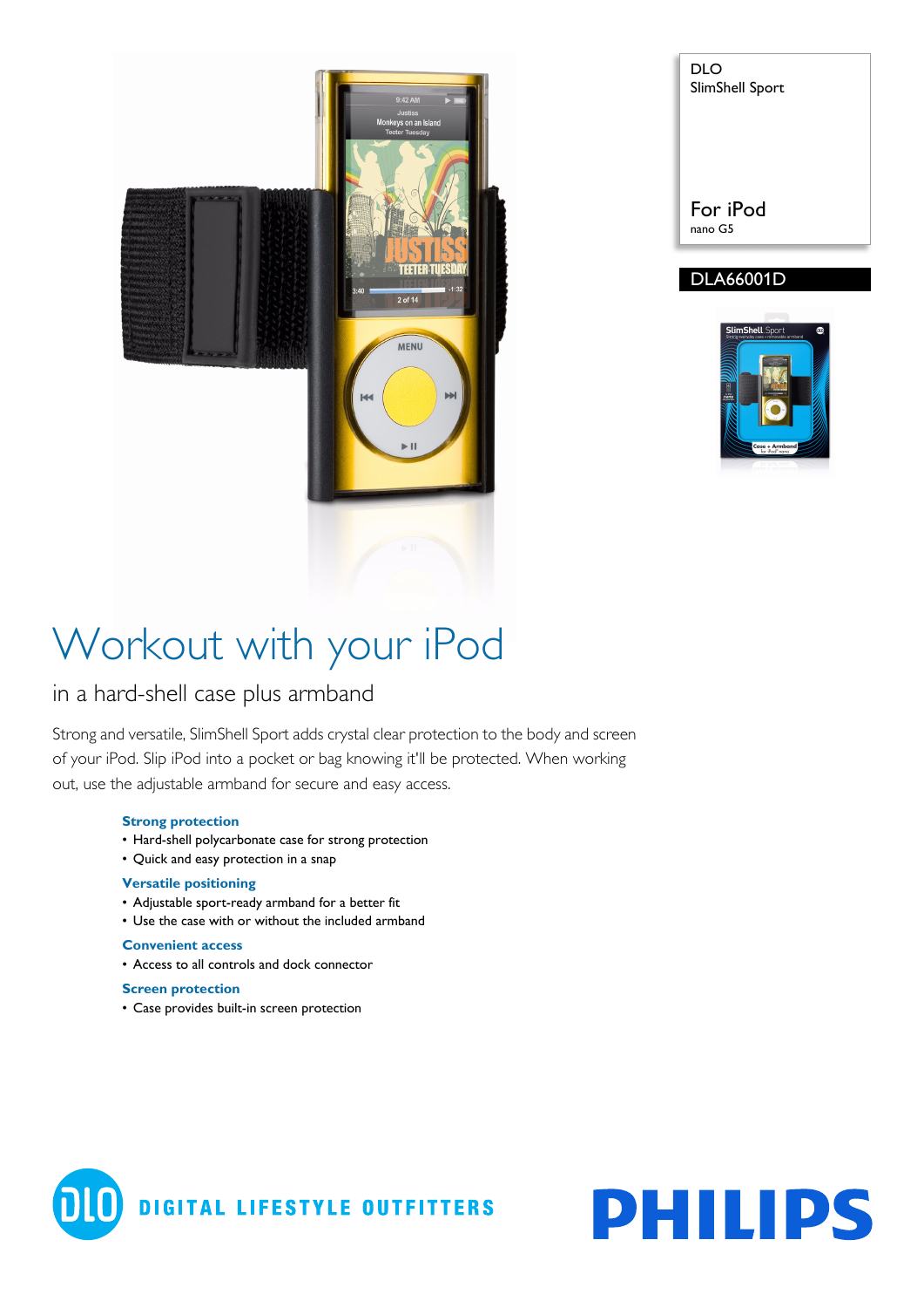DLO
SlimShell Sport

For iPod
nano G5

DLA66001D

# Workout with your iPod

## in a hard-shell case plus armband

Strong and versatile, SlimShell Sport adds crystal clear protection to the body and screen of your iPod. Slip iPod into a pocket or bag knowing it'll be protected. When working out, use the adjustable armband for secure and easy access.

### Strong protection
- Hard-shell polycarbonate case for strong protection
- Quick and easy protection in a snap

### Versatile positioning
- Adjustable sport-ready armband for a better fit
- Use the case with or without the included armband

### Convenient access
- Access to all controls and dock connector

### Screen protection
- Case provides built-in screen protection

DLO DIGITAL LIFESTYLE OUTFITTERS

PHILIPS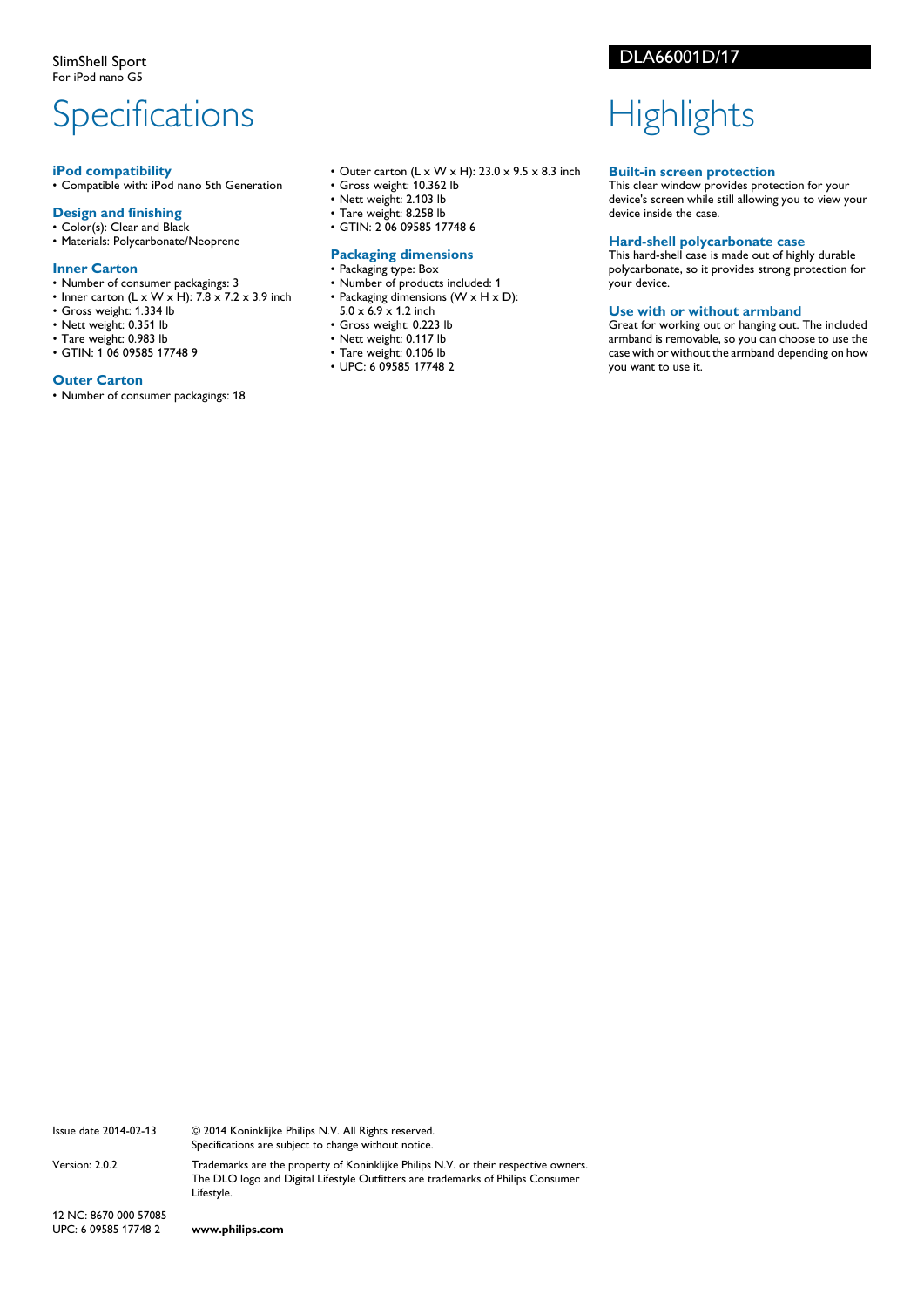SlimShell Sport
For iPod nano G5

DLA66001D/17

# Specifications

### iPod compatibility
- Compatible with: iPod nano 5th Generation

### Design and finishing
- Color(s): Clear and Black
- Materials: Polycarbonate/Neoprene

### Inner Carton
- Number of consumer packagings: 3
- Inner carton (L x W x H): 7.8 x 7.2 x 3.9 inch
- Gross weight: 1.334 lb
- Nett weight: 0.351 lb
- Tare weight: 0.983 lb
- GTIN: 1 06 09585 17748 9

### Outer Carton
- Number of consumer packagings: 18
- Outer carton (L x W x H): 23.0 x 9.5 x 8.3 inch
- Gross weight: 10.362 lb
- Nett weight: 2.103 lb
- Tare weight: 8.258 lb
- GTIN: 2 06 09585 17748 6

### Packaging dimensions
- Packaging type: Box
- Number of products included: 1
- Packaging dimensions (W x H x D): 5.0 x 6.9 x 1.2 inch
- Gross weight: 0.223 lb
- Nett weight: 0.117 lb
- Tare weight: 0.106 lb
- UPC: 6 09585 17748 2

# Highlights

### Built-in screen protection
This clear window provides protection for your device's screen while still allowing you to view your device inside the case.

### Hard-shell polycarbonate case
This hard-shell case is made out of highly durable polycarbonate, so it provides strong protection for your device.

### Use with or without armband
Great for working out or hanging out. The included armband is removable, so you can choose to use the case with or without the armband depending on how you want to use it.

Issue date 2014-02-13

Version: 2.0.2

12 NC: 8670 000 57085
UPC: 6 09585 17748 2

© 2014 Koninklijke Philips N.V. All Rights reserved.
Specifications are subject to change without notice.

Trademarks are the property of Koninklijke Philips N.V. or their respective owners. The DLO logo and Digital Lifestyle Outfitters are trademarks of Philips Consumer Lifestyle.

**www.philips.com**